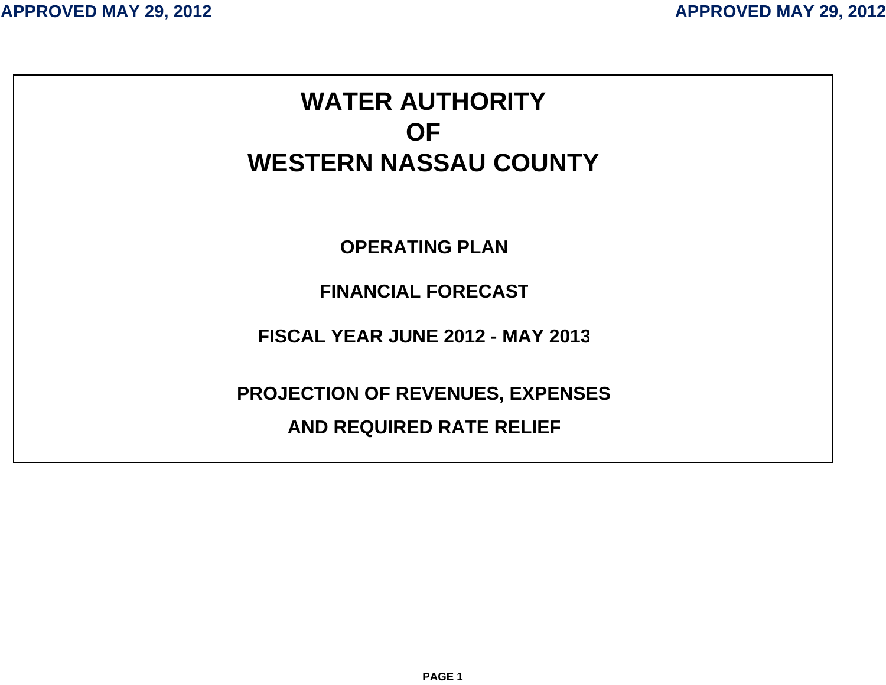# WATER AUTHORITY
# OF
# WESTERN NASSAU COUNTY

**OPERATING PLAN**

**FINANCIAL FORECAST**

**FISCAL YEAR JUNE 2012 - MAY 2013**

**PROJECTION OF REVENUES, EXPENSES**

**AND REQUIRED RATE RELIEF**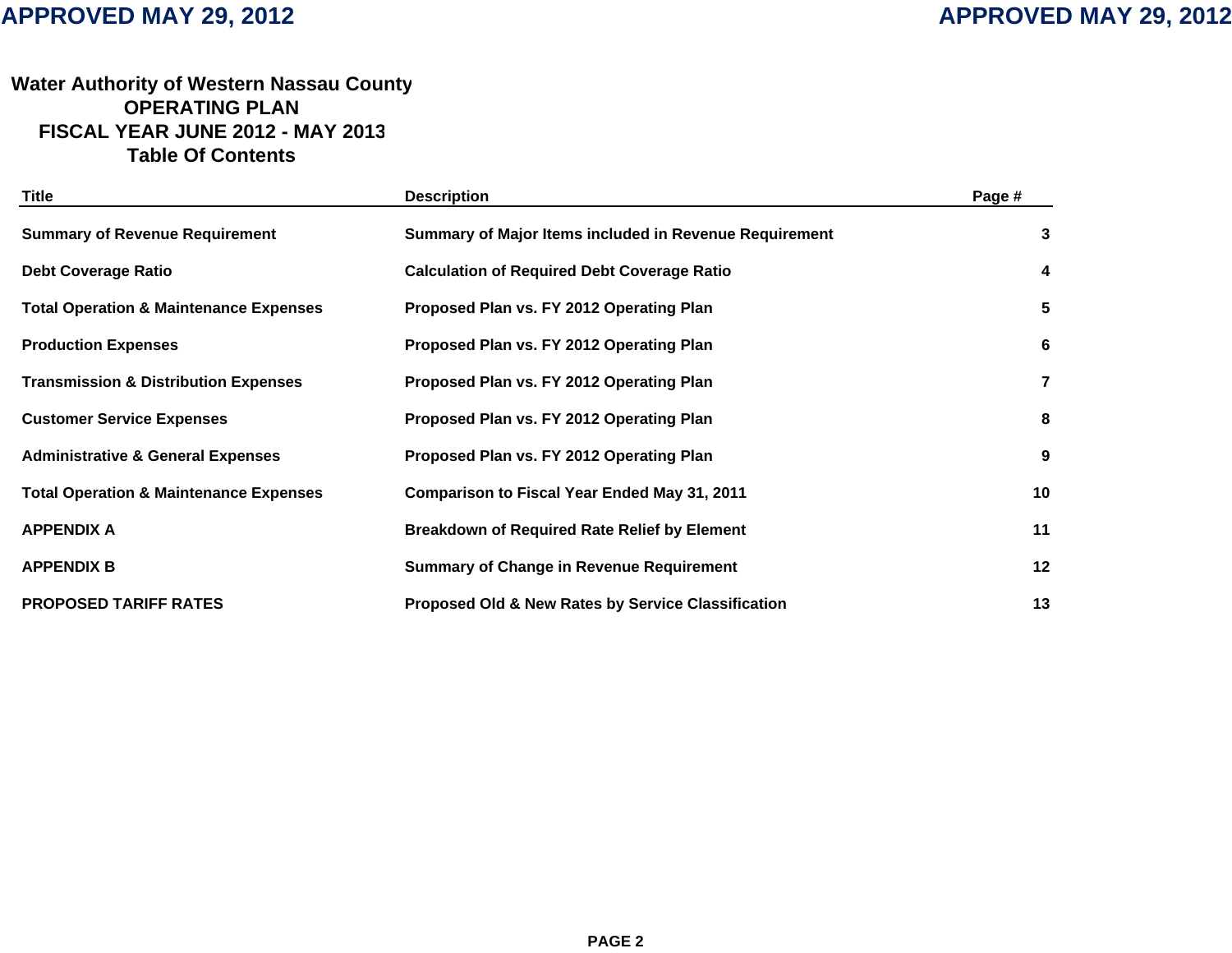APPROVED MAY 29, 2012

# Water Authority of Western Nassau County
## OPERATING PLAN
## FISCAL YEAR JUNE 2012 - MAY 2013
## Table Of Contents

| Title | Description | Page # |
|---|---|---|
| **Summary of Revenue Requirement** | **Summary of Major Items included in Revenue Requirement** | **3** |
| **Debt Coverage Ratio** | **Calculation of Required Debt Coverage Ratio** | **4** |
| **Total Operation & Maintenance Expenses** | **Proposed Plan vs. FY 2012 Operating Plan** | **5** |
| **Production Expenses** | **Proposed Plan vs. FY 2012 Operating Plan** | **6** |
| **Transmission & Distribution Expenses** | **Proposed Plan vs. FY 2012 Operating Plan** | **7** |
| **Customer Service Expenses** | **Proposed Plan vs. FY 2012 Operating Plan** | **8** |
| **Administrative & General Expenses** | **Proposed Plan vs. FY 2012 Operating Plan** | **9** |
| **Total Operation & Maintenance Expenses** | **Comparison to Fiscal Year Ended May 31, 2011** | **10** |
| **APPENDIX A** | **Breakdown of Required Rate Relief by Element** | **11** |
| **APPENDIX B** | **Summary of Change in Revenue Requirement** | **12** |
| **PROPOSED TARIFF RATES** | **Proposed Old & New Rates by Service Classification** | **13** |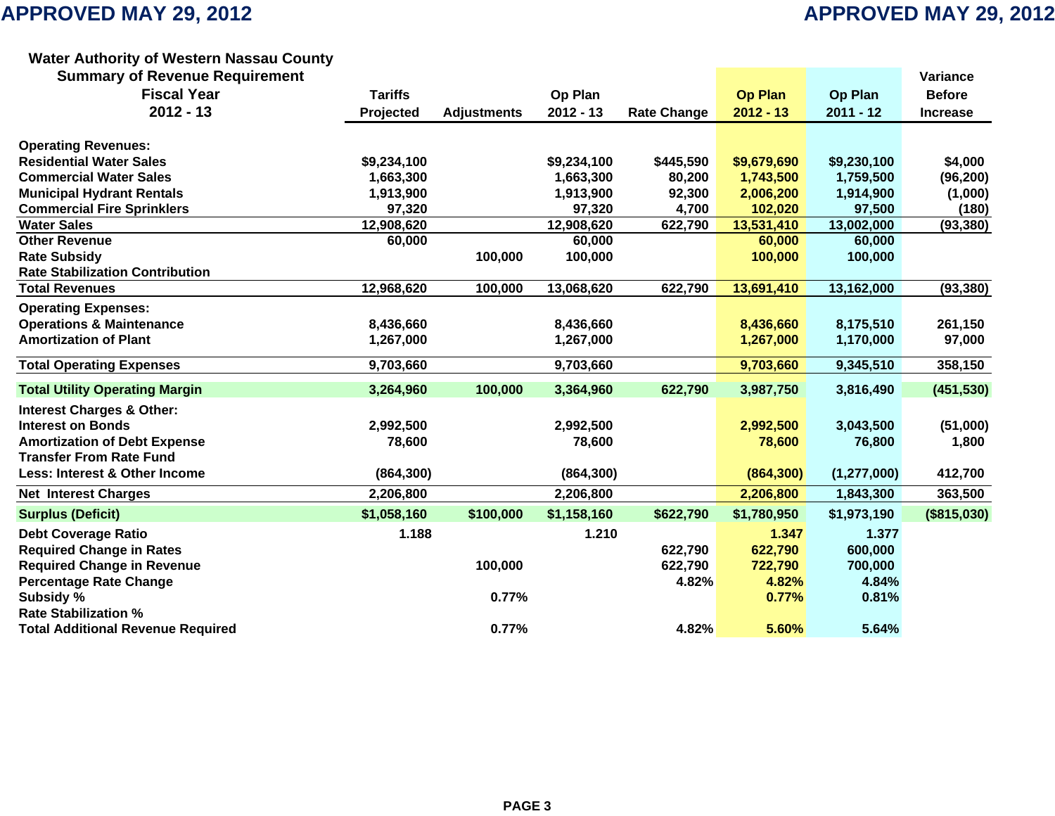APPROVED MAY 29, 2012

## Water Authority of Western Nassau County
### Summary of Revenue Requirement
### Fiscal Year 2012 - 13

| | Tariffs Projected | Adjustments | Op Plan 2012 - 13 | Rate Change | Op Plan 2012 - 13 | Op Plan 2011 - 12 | Variance Before Increase |
|---|---|---|---|---|---|---|---|
| **Operating Revenues:** | | | | | | | |
| Residential Water Sales | $9,234,100 | | $9,234,100 | $445,590 | $9,679,690 | $9,230,100 | $4,000 |
| Commercial Water Sales | 1,663,300 | | 1,663,300 | 80,200 | 1,743,500 | 1,759,500 | (96,200) |
| Municipal Hydrant Rentals | 1,913,900 | | 1,913,900 | 92,300 | 2,006,200 | 1,914,900 | (1,000) |
| Commercial Fire Sprinklers | 97,320 | | 97,320 | 4,700 | 102,020 | 97,500 | (180) |
| Water Sales | 12,908,620 | | 12,908,620 | 622,790 | 13,531,410 | 13,002,000 | (93,380) |
| Other Revenue | 60,000 | | 60,000 | | 60,000 | 60,000 | |
| Rate Subsidy | | 100,000 | 100,000 | | 100,000 | 100,000 | |
| Rate Stabilization Contribution | | | | | | | |
| **Total Revenues** | 12,968,620 | 100,000 | 13,068,620 | 622,790 | 13,691,410 | 13,162,000 | (93,380) |
| **Operating Expenses:** | | | | | | | |
| Operations & Maintenance | 8,436,660 | | 8,436,660 | | 8,436,660 | 8,175,510 | 261,150 |
| Amortization of Plant | 1,267,000 | | 1,267,000 | | 1,267,000 | 1,170,000 | 97,000 |
| **Total Operating Expenses** | 9,703,660 | | 9,703,660 | | 9,703,660 | 9,345,510 | 358,150 |
| **Total Utility Operating Margin** | 3,264,960 | 100,000 | 3,364,960 | 622,790 | 3,987,750 | 3,816,490 | (451,530) |
| **Interest Charges & Other:** | | | | | | | |
| Interest on Bonds | 2,992,500 | | 2,992,500 | | 2,992,500 | 3,043,500 | (51,000) |
| Amortization of Debt Expense | 78,600 | | 78,600 | | 78,600 | 76,800 | 1,800 |
| Transfer From Rate Fund | | | | | | | |
| Less: Interest & Other Income | (864,300) | | (864,300) | | (864,300) | (1,277,000) | 412,700 |
| **Net Interest Charges** | 2,206,800 | | 2,206,800 | | 2,206,800 | 1,843,300 | 363,500 |
| **Surplus (Deficit)** | $1,058,160 | $100,000 | $1,158,160 | $622,790 | $1,780,950 | $1,973,190 | ($815,030) |
| Debt Coverage Ratio | 1.188 | | 1.210 | | 1.347 | 1.377 | |
| Required Change in Rates | | | | 622,790 | 622,790 | 600,000 | |
| Required Change in Revenue | | 100,000 | | 622,790 | 722,790 | 700,000 | |
| Percentage Rate Change | | | | 4.82% | 4.82% | 4.84% | |
| Subsidy % | | 0.77% | | | 0.77% | 0.81% | |
| Rate Stabilization % | | | | | | | |
| Total Additional Revenue Required | | 0.77% | | 4.82% | 5.60% | 5.64% | |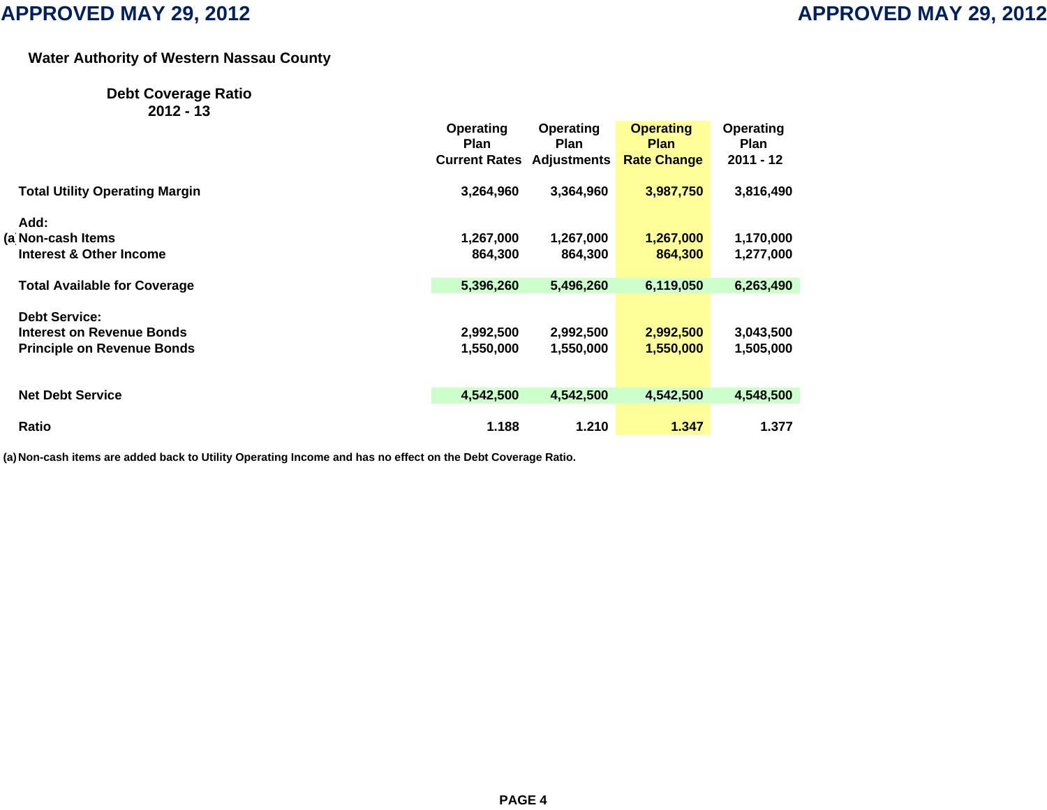**APPROVED MAY 29, 2012**

**Water Authority of Western Nassau County**

## Debt Coverage Ratio
## 2012 - 13

| | Operating Plan Current Rates | Operating Plan Adjustments | Operating Plan Rate Change | Operating Plan 2011 - 12 |
|---|---|---|---|---|
| **Total Utility Operating Margin** | 3,264,960 | 3,364,960 | 3,987,750 | 3,816,490 |
| **Add:** | | | | |
| (a) **Non-cash Items** | 1,267,000 | 1,267,000 | 1,267,000 | 1,170,000 |
| **Interest & Other Income** | 864,300 | 864,300 | 864,300 | 1,277,000 |
| **Total Available for Coverage** | 5,396,260 | 5,496,260 | 6,119,050 | 6,263,490 |
| **Debt Service:** | | | | |
| **Interest on Revenue Bonds** | 2,992,500 | 2,992,500 | 2,992,500 | 3,043,500 |
| **Principle on Revenue Bonds** | 1,550,000 | 1,550,000 | 1,550,000 | 1,505,000 |
| **Net Debt Service** | 4,542,500 | 4,542,500 | 4,542,500 | 4,548,500 |
| **Ratio** | 1.188 | 1.210 | 1.347 | 1.377 |

**(a) Non-cash items are added back to Utility Operating Income and has no effect on the Debt Coverage Ratio.**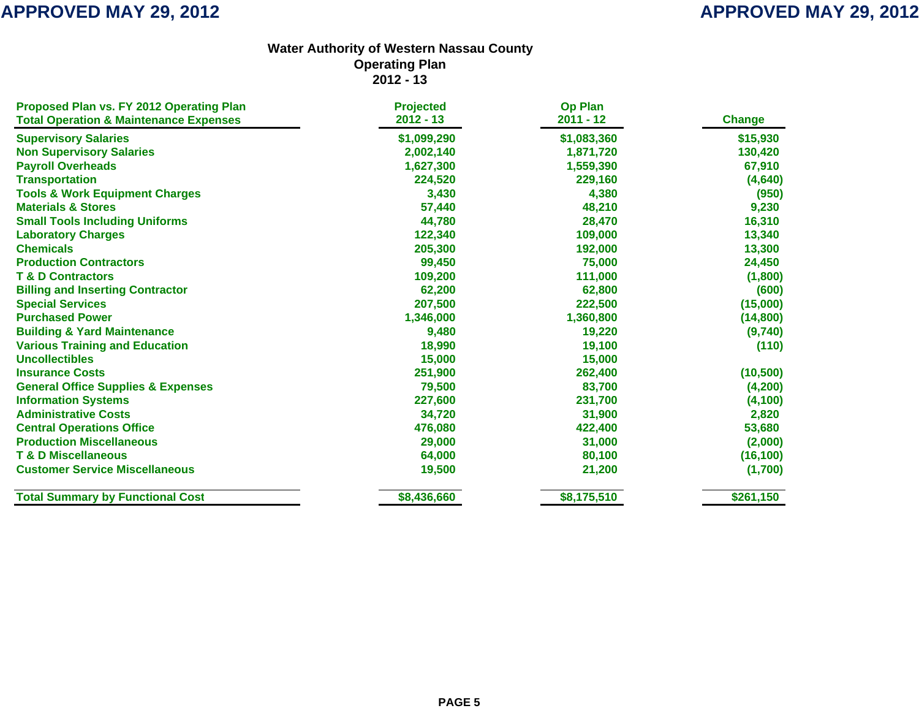APPROVED MAY 29, 2012

# Water Authority of Western Nassau County
## Operating Plan
## 2012 - 13

| Proposed Plan vs. FY 2012 Operating Plan<br>Total Operation & Maintenance Expenses | Projected<br>2012 - 13 | Op Plan<br>2011 - 12 | Change |
|---|---|---|---|
| Supervisory Salaries | $1,099,290 | $1,083,360 | $15,930 |
| Non Supervisory Salaries | 2,002,140 | 1,871,720 | 130,420 |
| Payroll Overheads | 1,627,300 | 1,559,390 | 67,910 |
| Transportation | 224,520 | 229,160 | (4,640) |
| Tools & Work Equipment Charges | 3,430 | 4,380 | (950) |
| Materials & Stores | 57,440 | 48,210 | 9,230 |
| Small Tools Including Uniforms | 44,780 | 28,470 | 16,310 |
| Laboratory Charges | 122,340 | 109,000 | 13,340 |
| Chemicals | 205,300 | 192,000 | 13,300 |
| Production Contractors | 99,450 | 75,000 | 24,450 |
| T & D Contractors | 109,200 | 111,000 | (1,800) |
| Billing and Inserting Contractor | 62,200 | 62,800 | (600) |
| Special Services | 207,500 | 222,500 | (15,000) |
| Purchased Power | 1,346,000 | 1,360,800 | (14,800) |
| Building & Yard Maintenance | 9,480 | 19,220 | (9,740) |
| Various Training and Education | 18,990 | 19,100 | (110) |
| Uncollectibles | 15,000 | 15,000 | |
| Insurance Costs | 251,900 | 262,400 | (10,500) |
| General Office Supplies & Expenses | 79,500 | 83,700 | (4,200) |
| Information Systems | 227,600 | 231,700 | (4,100) |
| Administrative Costs | 34,720 | 31,900 | 2,820 |
| Central Operations Office | 476,080 | 422,400 | 53,680 |
| Production Miscellaneous | 29,000 | 31,000 | (2,000) |
| T & D Miscellaneous | 64,000 | 80,100 | (16,100) |
| Customer Service Miscellaneous | 19,500 | 21,200 | (1,700) |
| **Total Summary by Functional Cost** | **$8,436,660** | **$8,175,510** | **$261,150** |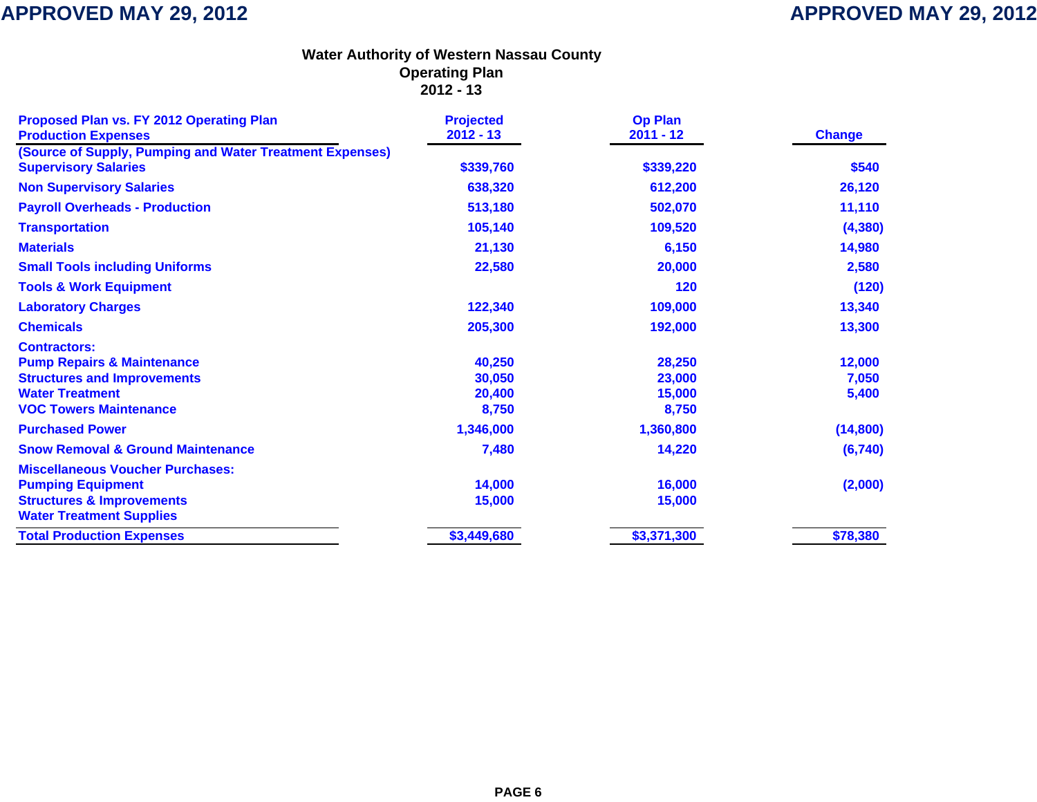# Water Authority of Western Nassau County
## Operating Plan
## 2012 - 13

| Proposed Plan vs. FY 2012 Operating Plan Production Expenses | Projected 2012 - 13 | Op Plan 2011 - 12 | Change |
|---|---|---|---|
| (Source of Supply, Pumping and Water Treatment Expenses) | | | |
| Supervisory Salaries | $339,760 | $339,220 | $540 |
| Non Supervisory Salaries | 638,320 | 612,200 | 26,120 |
| Payroll Overheads - Production | 513,180 | 502,070 | 11,110 |
| Transportation | 105,140 | 109,520 | (4,380) |
| Materials | 21,130 | 6,150 | 14,980 |
| Small Tools including Uniforms | 22,580 | 20,000 | 2,580 |
| Tools & Work Equipment | | 120 | (120) |
| Laboratory Charges | 122,340 | 109,000 | 13,340 |
| Chemicals | 205,300 | 192,000 | 13,300 |
| Contractors: | | | |
| Pump Repairs & Maintenance | 40,250 | 28,250 | 12,000 |
| Structures and Improvements | 30,050 | 23,000 | 7,050 |
| Water Treatment | 20,400 | 15,000 | 5,400 |
| VOC Towers Maintenance | 8,750 | 8,750 | |
| Purchased Power | 1,346,000 | 1,360,800 | (14,800) |
| Snow Removal & Ground Maintenance | 7,480 | 14,220 | (6,740) |
| Miscellaneous Voucher Purchases: | | | |
| Pumping Equipment | 14,000 | 16,000 | (2,000) |
| Structures & Improvements | 15,000 | 15,000 | |
| Water Treatment Supplies | | | |
| **Total Production Expenses** | **$3,449,680** | **$3,371,300** | **$78,380** |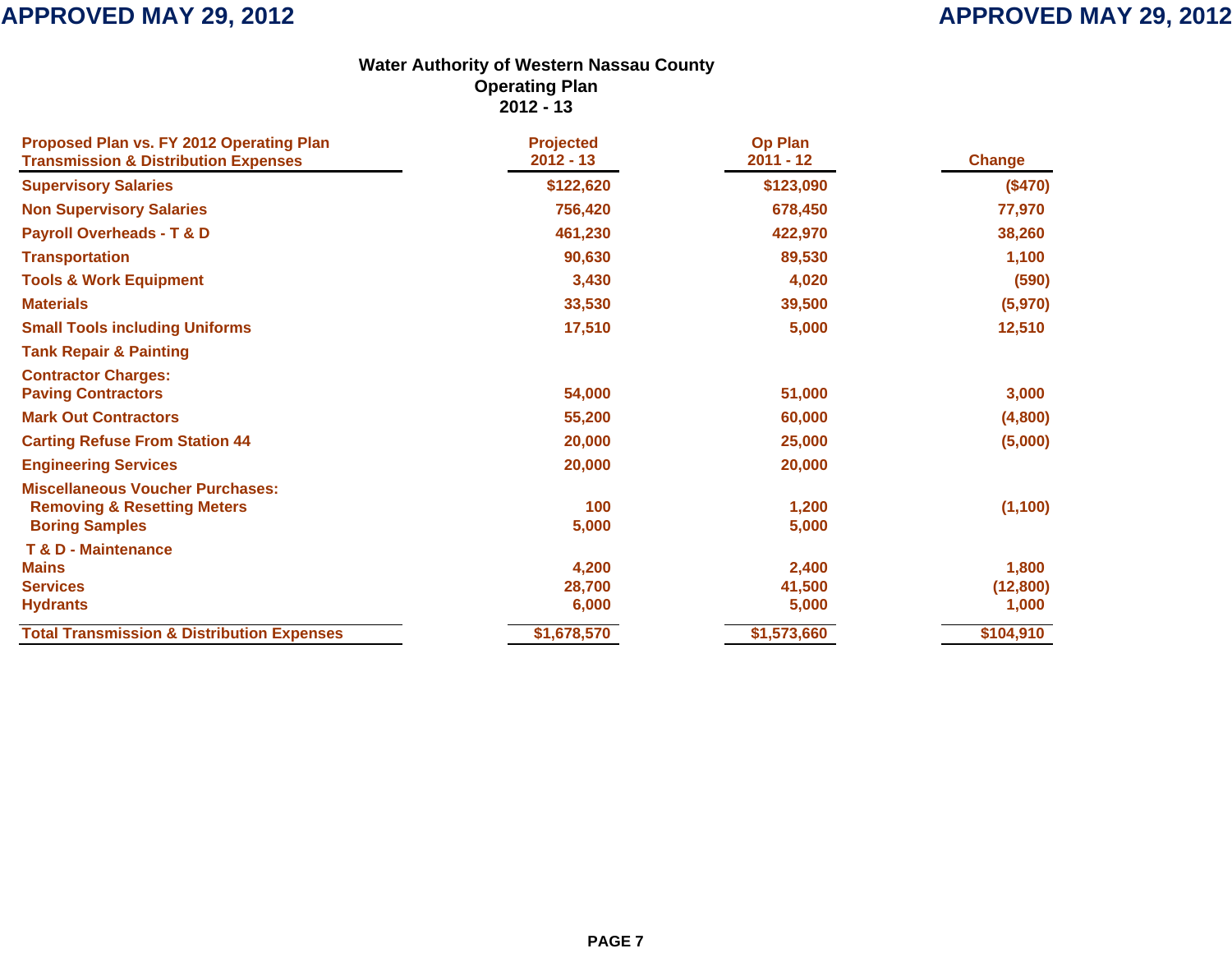# Water Authority of Western Nassau County
## Operating Plan
## 2012 - 13

| Proposed Plan vs. FY 2012 Operating Plan Transmission & Distribution Expenses | Projected 2012 - 13 | Op Plan 2011 - 12 | Change |
|---|---|---|---|
| Supervisory Salaries | $122,620 | $123,090 | ($470) |
| Non Supervisory Salaries | 756,420 | 678,450 | 77,970 |
| Payroll Overheads - T & D | 461,230 | 422,970 | 38,260 |
| Transportation | 90,630 | 89,530 | 1,100 |
| Tools & Work Equipment | 3,430 | 4,020 | (590) |
| Materials | 33,530 | 39,500 | (5,970) |
| Small Tools including Uniforms | 17,510 | 5,000 | 12,510 |
| Tank Repair & Painting | | | |
| Contractor Charges: | | | |
| Paving Contractors | 54,000 | 51,000 | 3,000 |
| Mark Out Contractors | 55,200 | 60,000 | (4,800) |
| Carting Refuse From Station 44 | 20,000 | 25,000 | (5,000) |
| Engineering Services | 20,000 | 20,000 | |
| Miscellaneous Voucher Purchases: | | | |
| Removing & Resetting Meters | 100 | 1,200 | (1,100) |
| Boring Samples | 5,000 | 5,000 | |
| T & D - Maintenance | | | |
| Mains | 4,200 | 2,400 | 1,800 |
| Services | 28,700 | 41,500 | (12,800) |
| Hydrants | 6,000 | 5,000 | 1,000 |
| Total Transmission & Distribution Expenses | $1,678,570 | $1,573,660 | $104,910 |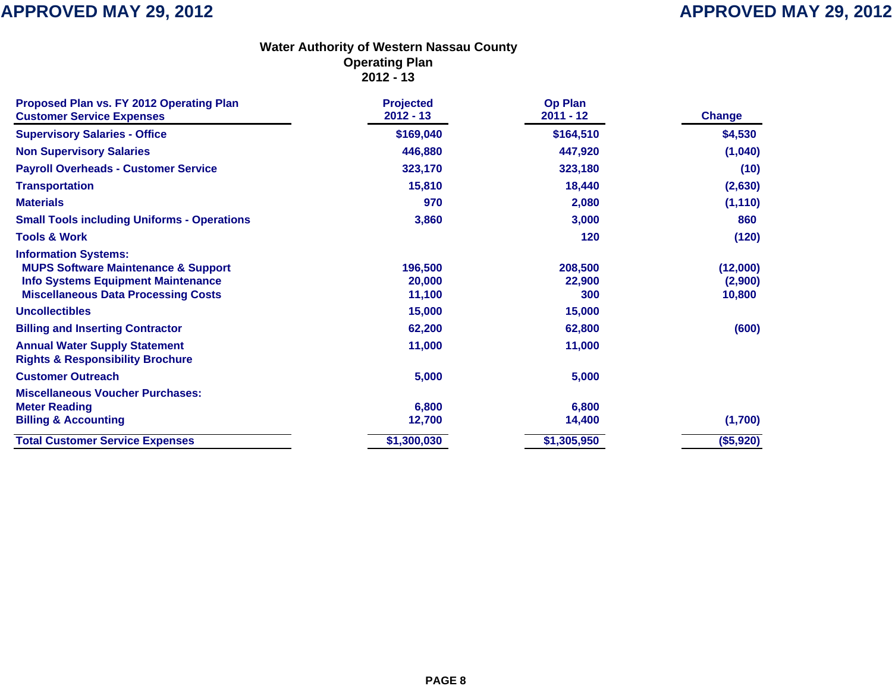APPROVED MAY 29, 2012

## Water Authority of Western Nassau County
## Operating Plan
## 2012 - 13

| Proposed Plan vs. FY 2012 Operating Plan<br>Customer Service Expenses | Projected<br>2012 - 13 | Op Plan<br>2011 - 12 | Change |
|---|---|---|---|
| Supervisory Salaries - Office | $169,040 | $164,510 | $4,530 |
| Non Supervisory Salaries | 446,880 | 447,920 | (1,040) |
| Payroll Overheads - Customer Service | 323,170 | 323,180 | (10) |
| Transportation | 15,810 | 18,440 | (2,630) |
| Materials | 970 | 2,080 | (1,110) |
| Small Tools including Uniforms - Operations | 3,860 | 3,000 | 860 |
| Tools & Work | | 120 | (120) |
| Information Systems: | | | |
| MUPS Software Maintenance & Support | 196,500 | 208,500 | (12,000) |
| Info Systems Equipment Maintenance | 20,000 | 22,900 | (2,900) |
| Miscellaneous Data Processing Costs | 11,100 | 300 | 10,800 |
| Uncollectibles | 15,000 | 15,000 | |
| Billing and Inserting Contractor | 62,200 | 62,800 | (600) |
| Annual Water Supply Statement<br>Rights & Responsibility Brochure | 11,000 | 11,000 | |
| Customer Outreach | 5,000 | 5,000 | |
| Miscellaneous Voucher Purchases: | | | |
| Meter Reading | 6,800 | 6,800 | |
| Billing & Accounting | 12,700 | 14,400 | (1,700) |
| **Total Customer Service Expenses** | **$1,300,030** | **$1,305,950** | **($5,920)** |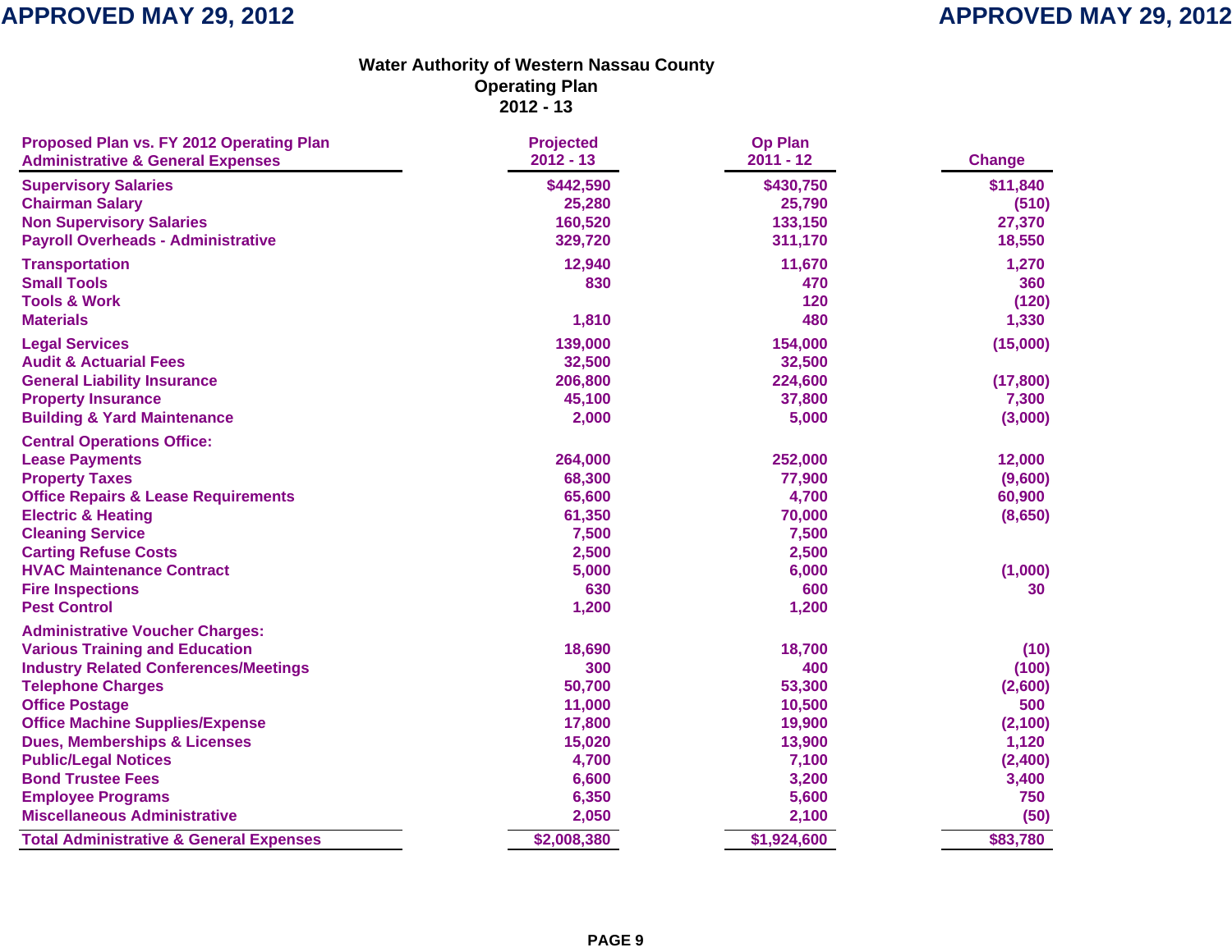# Water Authority of Western Nassau County
## Operating Plan
## 2012 - 13

| Proposed Plan vs. FY 2012 Operating Plan<br>Administrative & General Expenses | Projected<br>2012 - 13 | Op Plan<br>2011 - 12 | Change |
|---|---|---|---|
| Supervisory Salaries | $442,590 | $430,750 | $11,840 |
| Chairman Salary | 25,280 | 25,790 | (510) |
| Non Supervisory Salaries | 160,520 | 133,150 | 27,370 |
| Payroll Overheads - Administrative | 329,720 | 311,170 | 18,550 |
| Transportation | 12,940 | 11,670 | 1,270 |
| Small Tools | 830 | 470 | 360 |
| Tools & Work | | 120 | (120) |
| Materials | 1,810 | 480 | 1,330 |
| Legal Services | 139,000 | 154,000 | (15,000) |
| Audit & Actuarial Fees | 32,500 | 32,500 | |
| General Liability Insurance | 206,800 | 224,600 | (17,800) |
| Property Insurance | 45,100 | 37,800 | 7,300 |
| Building & Yard Maintenance | 2,000 | 5,000 | (3,000) |
| Central Operations Office: | | | |
| Lease Payments | 264,000 | 252,000 | 12,000 |
| Property Taxes | 68,300 | 77,900 | (9,600) |
| Office Repairs & Lease Requirements | 65,600 | 4,700 | 60,900 |
| Electric & Heating | 61,350 | 70,000 | (8,650) |
| Cleaning Service | 7,500 | 7,500 | |
| Carting Refuse Costs | 2,500 | 2,500 | |
| HVAC Maintenance Contract | 5,000 | 6,000 | (1,000) |
| Fire Inspections | 630 | 600 | 30 |
| Pest Control | 1,200 | 1,200 | |
| Administrative Voucher Charges: | | | |
| Various Training and Education | 18,690 | 18,700 | (10) |
| Industry Related Conferences/Meetings | 300 | 400 | (100) |
| Telephone Charges | 50,700 | 53,300 | (2,600) |
| Office Postage | 11,000 | 10,500 | 500 |
| Office Machine Supplies/Expense | 17,800 | 19,900 | (2,100) |
| Dues, Memberships & Licenses | 15,020 | 13,900 | 1,120 |
| Public/Legal Notices | 4,700 | 7,100 | (2,400) |
| Bond Trustee Fees | 6,600 | 3,200 | 3,400 |
| Employee Programs | 6,350 | 5,600 | 750 |
| Miscellaneous Administrative | 2,050 | 2,100 | (50) |
| **Total Administrative & General Expenses** | **$2,008,380** | **$1,924,600** | **$83,780** |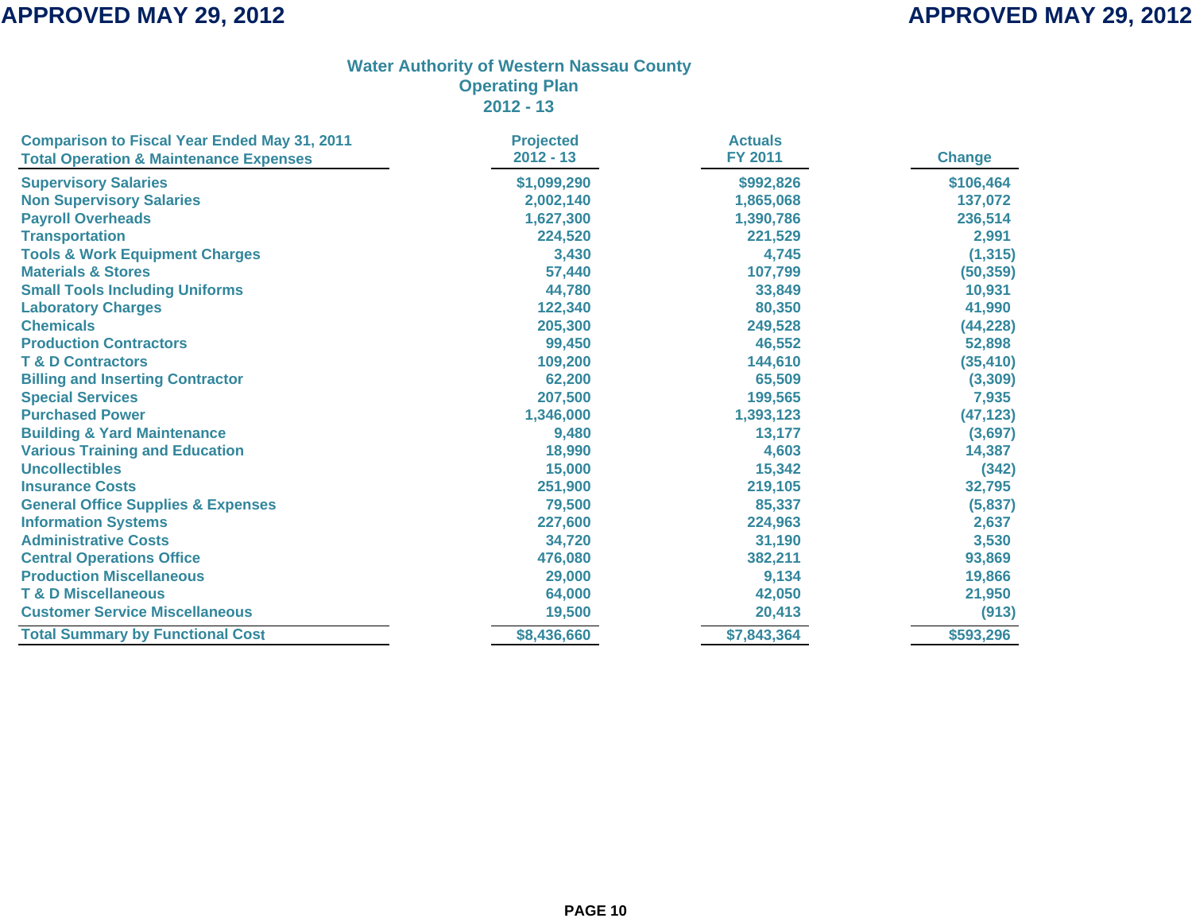# Water Authority of Western Nassau County
## Operating Plan
## 2012 - 13

| Comparison to Fiscal Year Ended May 31, 2011<br>Total Operation & Maintenance Expenses | Projected<br>2012 - 13 | Actuals<br>FY 2011 | Change |
|---|---|---|---|
| Supervisory Salaries | $1,099,290 | $992,826 | $106,464 |
| Non Supervisory Salaries | 2,002,140 | 1,865,068 | 137,072 |
| Payroll Overheads | 1,627,300 | 1,390,786 | 236,514 |
| Transportation | 224,520 | 221,529 | 2,991 |
| Tools & Work Equipment Charges | 3,430 | 4,745 | (1,315) |
| Materials & Stores | 57,440 | 107,799 | (50,359) |
| Small Tools Including Uniforms | 44,780 | 33,849 | 10,931 |
| Laboratory Charges | 122,340 | 80,350 | 41,990 |
| Chemicals | 205,300 | 249,528 | (44,228) |
| Production Contractors | 99,450 | 46,552 | 52,898 |
| T & D Contractors | 109,200 | 144,610 | (35,410) |
| Billing and Inserting Contractor | 62,200 | 65,509 | (3,309) |
| Special Services | 207,500 | 199,565 | 7,935 |
| Purchased Power | 1,346,000 | 1,393,123 | (47,123) |
| Building & Yard Maintenance | 9,480 | 13,177 | (3,697) |
| Various Training and Education | 18,990 | 4,603 | 14,387 |
| Uncollectibles | 15,000 | 15,342 | (342) |
| Insurance Costs | 251,900 | 219,105 | 32,795 |
| General Office Supplies & Expenses | 79,500 | 85,337 | (5,837) |
| Information Systems | 227,600 | 224,963 | 2,637 |
| Administrative Costs | 34,720 | 31,190 | 3,530 |
| Central Operations Office | 476,080 | 382,211 | 93,869 |
| Production Miscellaneous | 29,000 | 9,134 | 19,866 |
| T & D Miscellaneous | 64,000 | 42,050 | 21,950 |
| Customer Service Miscellaneous | 19,500 | 20,413 | (913) |
| Total Summary by Functional Cost | $8,436,660 | $7,843,364 | $593,296 |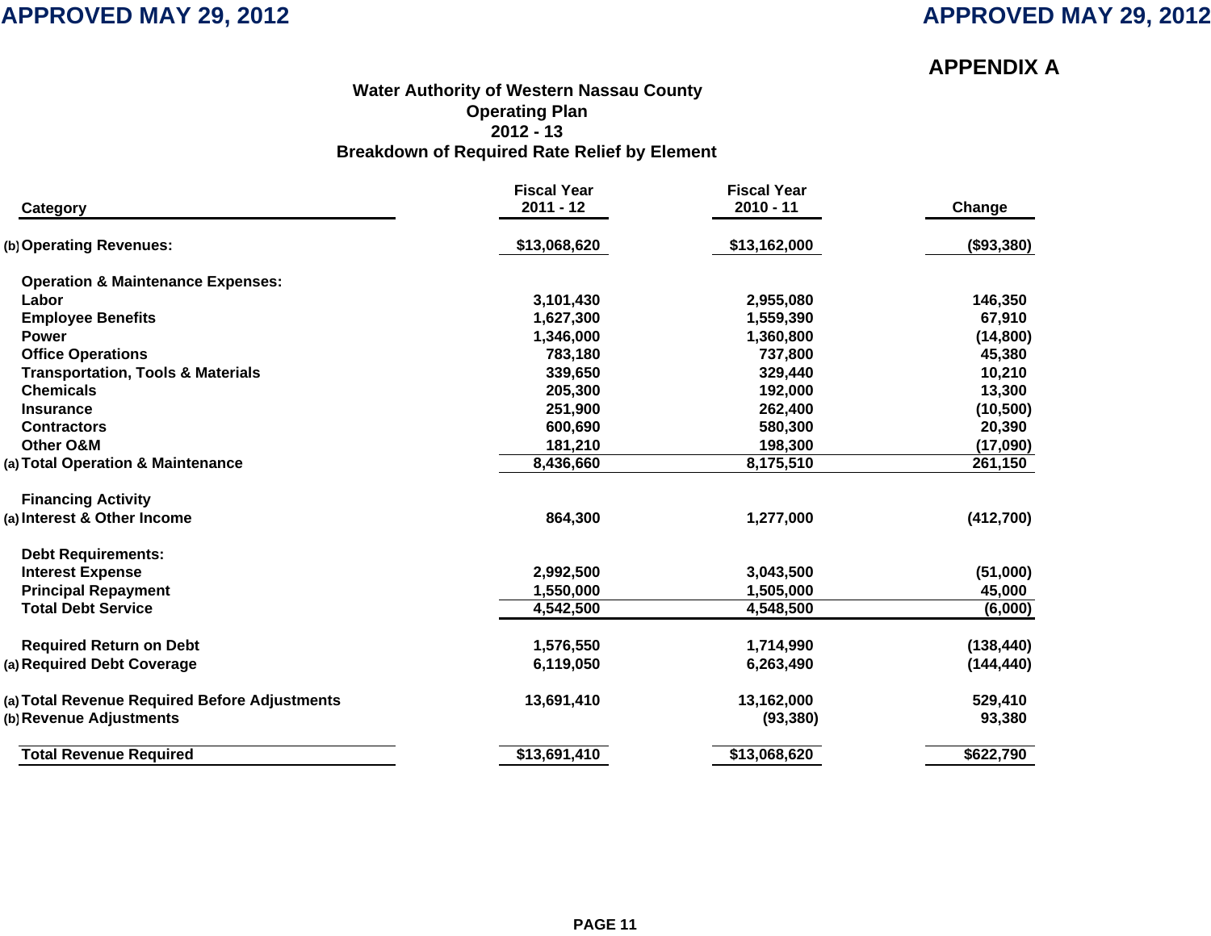**APPROVED MAY 29, 2012**

## APPENDIX A

### Water Authority of Western Nassau County
### Operating Plan
### 2012 - 13
### Breakdown of Required Rate Relief by Element

| | Category | Fiscal Year 2011 - 12 | Fiscal Year 2010 - 11 | Change |
|---|---|---|---|---|
| (b) | **Operating Revenues:** | $13,068,620 | $13,162,000 | ($93,380) |
| | **Operation & Maintenance Expenses:** | | | |
| | Labor | 3,101,430 | 2,955,080 | 146,350 |
| | Employee Benefits | 1,627,300 | 1,559,390 | 67,910 |
| | Power | 1,346,000 | 1,360,800 | (14,800) |
| | Office Operations | 783,180 | 737,800 | 45,380 |
| | Transportation, Tools & Materials | 339,650 | 329,440 | 10,210 |
| | Chemicals | 205,300 | 192,000 | 13,300 |
| | Insurance | 251,900 | 262,400 | (10,500) |
| | Contractors | 600,690 | 580,300 | 20,390 |
| | Other O&M | 181,210 | 198,300 | (17,090) |
| (a) | **Total Operation & Maintenance** | 8,436,660 | 8,175,510 | 261,150 |
| | **Financing Activity** | | | |
| (a) | Interest & Other Income | 864,300 | 1,277,000 | (412,700) |
| | **Debt Requirements:** | | | |
| | Interest Expense | 2,992,500 | 3,043,500 | (51,000) |
| | Principal Repayment | 1,550,000 | 1,505,000 | 45,000 |
| | Total Debt Service | 4,542,500 | 4,548,500 | (6,000) |
| | Required Return on Debt | 1,576,550 | 1,714,990 | (138,440) |
| (a) | Required Debt Coverage | 6,119,050 | 6,263,490 | (144,440) |
| (a) | **Total Revenue Required Before Adjustments** | 13,691,410 | 13,162,000 | 529,410 |
| (b) | **Revenue Adjustments** | | (93,380) | 93,380 |
| | **Total Revenue Required** | $13,691,410 | $13,068,620 | $622,790 |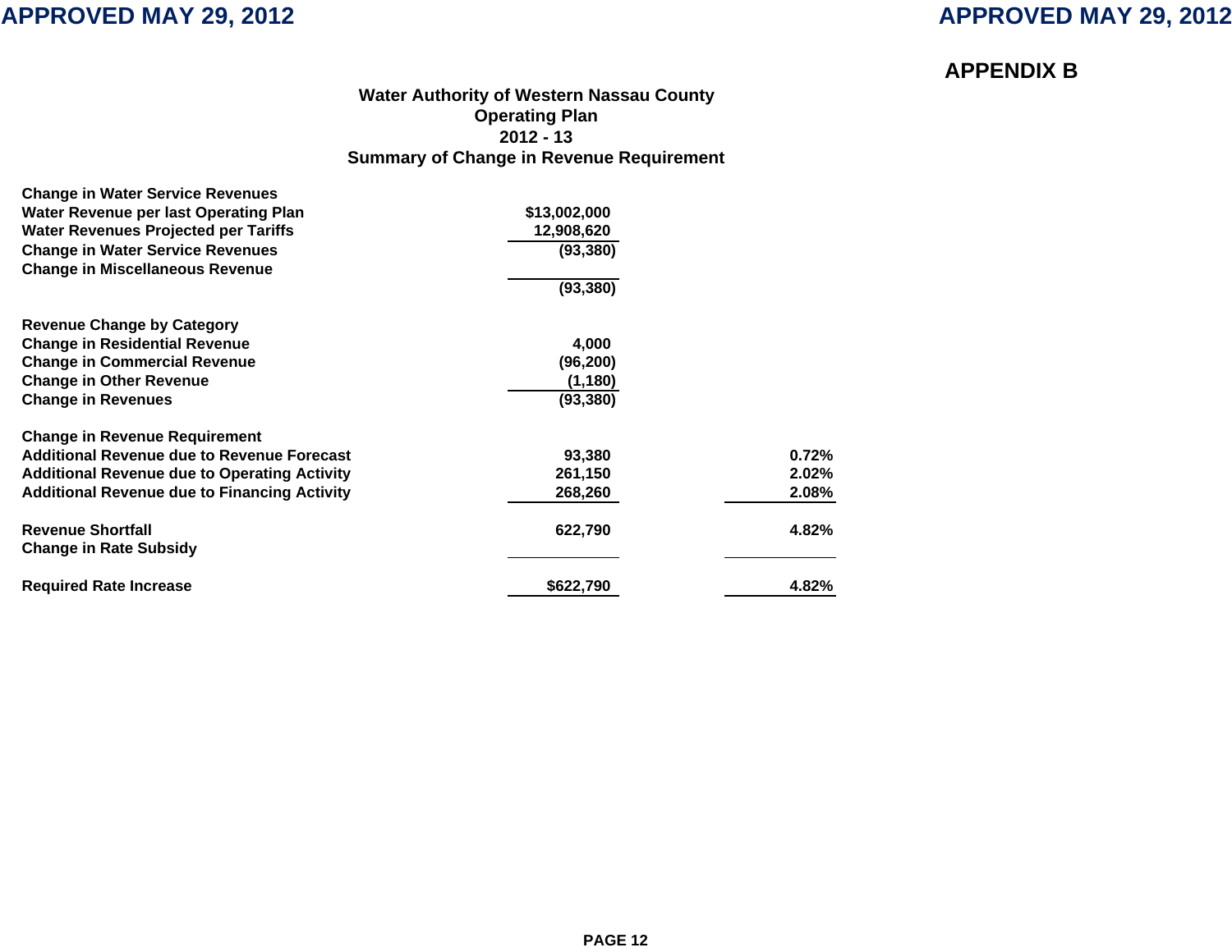**APPROVED MAY 29, 2012**

## APPENDIX B

### Water Authority of Western Nassau County
### Operating Plan
### 2012 - 13
### Summary of Change in Revenue Requirement

| | | |
|---|---|---|
| **Change in Water Service Revenues** | | |
| Water Revenue per last Operating Plan | $13,002,000 | |
| Water Revenues Projected per Tariffs | 12,908,620 | |
| Change in Water Service Revenues | (93,380) | |
| Change in Miscellaneous Revenue | | |
| | (93,380) | |
| | | |
| **Revenue Change by Category** | | |
| Change in Residential Revenue | 4,000 | |
| Change in Commercial Revenue | (96,200) | |
| Change in Other Revenue | (1,180) | |
| Change in Revenues | (93,380) | |
| | | |
| **Change in Revenue Requirement** | | |
| Additional Revenue due to Revenue Forecast | 93,380 | 0.72% |
| Additional Revenue due to Operating Activity | 261,150 | 2.02% |
| Additional Revenue due to Financing Activity | 268,260 | 2.08% |
| | | |
| Revenue Shortfall | 622,790 | 4.82% |
| Change in Rate Subsidy | | |
| | | |
| **Required Rate Increase** | $622,790 | 4.82% |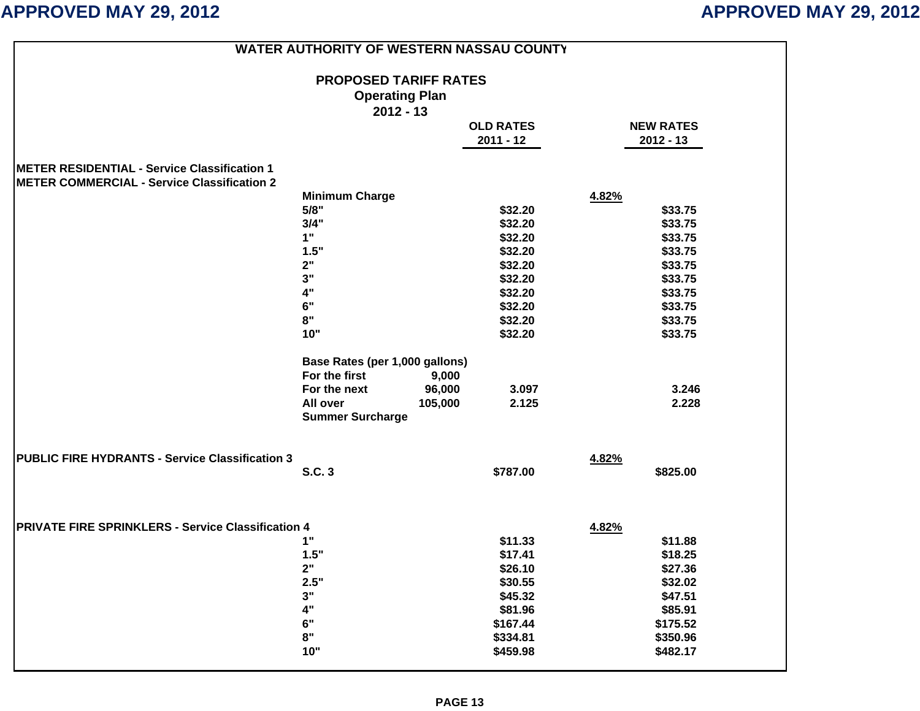**APPROVED MAY 29, 2012**

# WATER AUTHORITY OF WESTERN NASSAU COUNTY

## PROPOSED TARIFF RATES
## Operating Plan
## 2012 - 13

| | | | OLD RATES 2011 - 12 | | NEW RATES 2012 - 13 |
|---|---|---|---|---|---|
| **METER RESIDENTIAL - Service Classification 1** | | | | | |
| **METER COMMERCIAL - Service Classification 2** | | | | | |
| | Minimum Charge | | | 4.82% | |
| | 5/8" | | $32.20 | | $33.75 |
| | 3/4" | | $32.20 | | $33.75 |
| | 1" | | $32.20 | | $33.75 |
| | 1.5" | | $32.20 | | $33.75 |
| | 2" | | $32.20 | | $33.75 |
| | 3" | | $32.20 | | $33.75 |
| | 4" | | $32.20 | | $33.75 |
| | 6" | | $32.20 | | $33.75 |
| | 8" | | $32.20 | | $33.75 |
| | 10" | | $32.20 | | $33.75 |
| | Base Rates (per 1,000 gallons) | | | | |
| | For the first | 9,000 | | | |
| | For the next | 96,000 | 3.097 | | 3.246 |
| | All over | 105,000 | 2.125 | | 2.228 |
| | Summer Surcharge | | | | |
| **PUBLIC FIRE HYDRANTS - Service Classification 3** | | | | 4.82% | |
| | S.C. 3 | | $787.00 | | $825.00 |
| **PRIVATE FIRE SPRINKLERS - Service Classification 4** | | | | 4.82% | |
| | 1" | | $11.33 | | $11.88 |
| | 1.5" | | $17.41 | | $18.25 |
| | 2" | | $26.10 | | $27.36 |
| | 2.5" | | $30.55 | | $32.02 |
| | 3" | | $45.32 | | $47.51 |
| | 4" | | $81.96 | | $85.91 |
| | 6" | | $167.44 | | $175.52 |
| | 8" | | $334.81 | | $350.96 |
| | 10" | | $459.98 | | $482.17 |